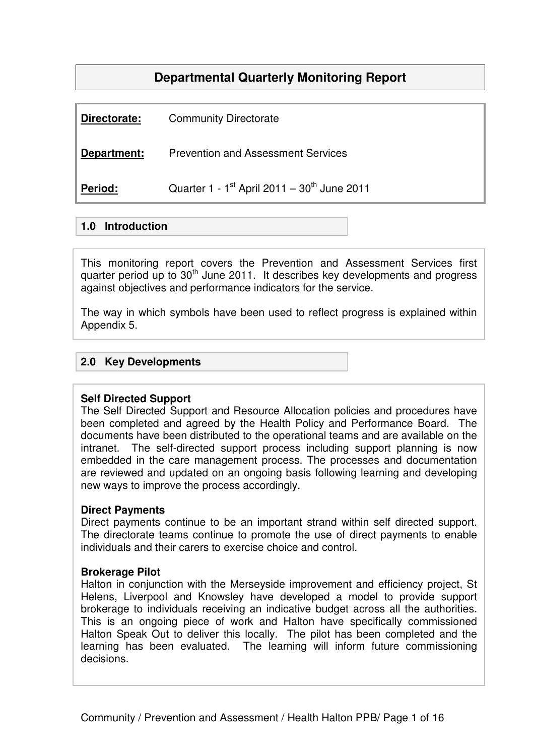# Departmental Quarterly Monitoring Report

**Directorate:** Community Directorate

**Department:** Prevention and Assessment Services

**Period:** Quarter 1 - 1st April 2011 – 30th June 2011

## 1.0 Introduction

This monitoring report covers the Prevention and Assessment Services first quarter period up to 30th June 2011. It describes key developments and progress against objectives and performance indicators for the service.

The way in which symbols have been used to reflect progress is explained within Appendix 5.

## 2.0 Key Developments

**Self Directed Support**
The Self Directed Support and Resource Allocation policies and procedures have been completed and agreed by the Health Policy and Performance Board. The documents have been distributed to the operational teams and are available on the intranet. The self-directed support process including support planning is now embedded in the care management process. The processes and documentation are reviewed and updated on an ongoing basis following learning and developing new ways to improve the process accordingly.

**Direct Payments**
Direct payments continue to be an important strand within self directed support. The directorate teams continue to promote the use of direct payments to enable individuals and their carers to exercise choice and control.

**Brokerage Pilot**
Halton in conjunction with the Merseyside improvement and efficiency project, St Helens, Liverpool and Knowsley have developed a model to provide support brokerage to individuals receiving an indicative budget across all the authorities. This is an ongoing piece of work and Halton have specifically commissioned Halton Speak Out to deliver this locally. The pilot has been completed and the learning has been evaluated. The learning will inform future commissioning decisions.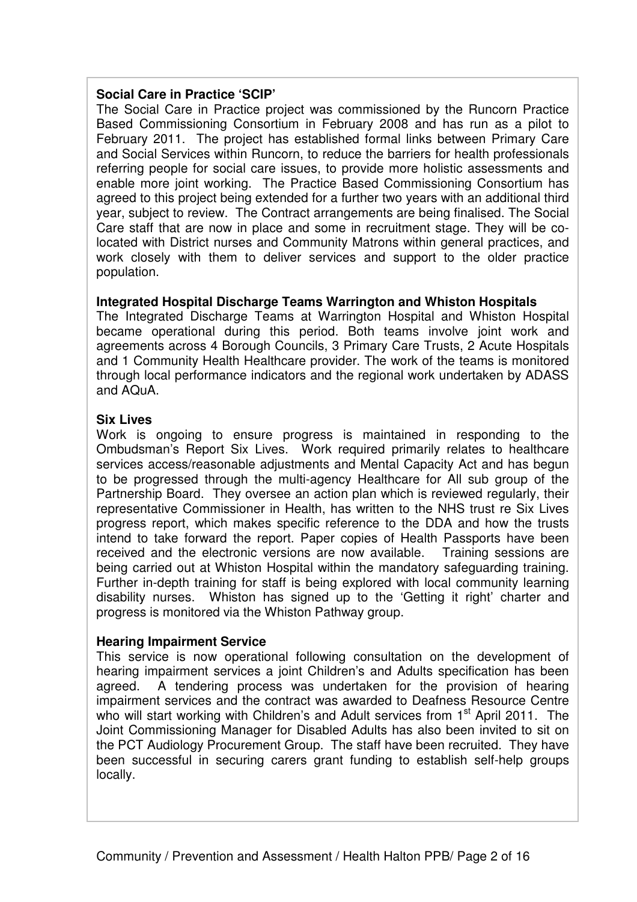**Social Care in Practice 'SCIP'**

The Social Care in Practice project was commissioned by the Runcorn Practice Based Commissioning Consortium in February 2008 and has run as a pilot to February 2011. The project has established formal links between Primary Care and Social Services within Runcorn, to reduce the barriers for health professionals referring people for social care issues, to provide more holistic assessments and enable more joint working. The Practice Based Commissioning Consortium has agreed to this project being extended for a further two years with an additional third year, subject to review. The Contract arrangements are being finalised. The Social Care staff that are now in place and some in recruitment stage. They will be co-located with District nurses and Community Matrons within general practices, and work closely with them to deliver services and support to the older practice population.

**Integrated Hospital Discharge Teams Warrington and Whiston Hospitals**

The Integrated Discharge Teams at Warrington Hospital and Whiston Hospital became operational during this period. Both teams involve joint work and agreements across 4 Borough Councils, 3 Primary Care Trusts, 2 Acute Hospitals and 1 Community Health Healthcare provider. The work of the teams is monitored through local performance indicators and the regional work undertaken by ADASS and AQuA.

**Six Lives**

Work is ongoing to ensure progress is maintained in responding to the Ombudsman's Report Six Lives. Work required primarily relates to healthcare services access/reasonable adjustments and Mental Capacity Act and has begun to be progressed through the multi-agency Healthcare for All sub group of the Partnership Board. They oversee an action plan which is reviewed regularly, their representative Commissioner in Health, has written to the NHS trust re Six Lives progress report, which makes specific reference to the DDA and how the trusts intend to take forward the report. Paper copies of Health Passports have been received and the electronic versions are now available. Training sessions are being carried out at Whiston Hospital within the mandatory safeguarding training. Further in-depth training for staff is being explored with local community learning disability nurses. Whiston has signed up to the 'Getting it right' charter and progress is monitored via the Whiston Pathway group.

**Hearing Impairment Service**

This service is now operational following consultation on the development of hearing impairment services a joint Children's and Adults specification has been agreed. A tendering process was undertaken for the provision of hearing impairment services and the contract was awarded to Deafness Resource Centre who will start working with Children's and Adult services from 1st April 2011. The Joint Commissioning Manager for Disabled Adults has also been invited to sit on the PCT Audiology Procurement Group. The staff have been recruited. They have been successful in securing carers grant funding to establish self-help groups locally.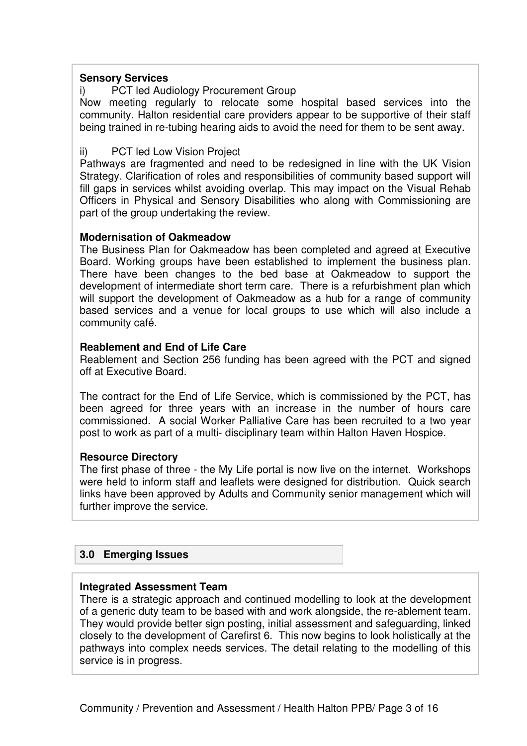**Sensory Services**

i) PCT led Audiology Procurement Group

Now meeting regularly to relocate some hospital based services into the community. Halton residential care providers appear to be supportive of their staff being trained in re-tubing hearing aids to avoid the need for them to be sent away.

ii) PCT led Low Vision Project

Pathways are fragmented and need to be redesigned in line with the UK Vision Strategy. Clarification of roles and responsibilities of community based support will fill gaps in services whilst avoiding overlap. This may impact on the Visual Rehab Officers in Physical and Sensory Disabilities who along with Commissioning are part of the group undertaking the review.

**Modernisation of Oakmeadow**

The Business Plan for Oakmeadow has been completed and agreed at Executive Board. Working groups have been established to implement the business plan. There have been changes to the bed base at Oakmeadow to support the development of intermediate short term care. There is a refurbishment plan which will support the development of Oakmeadow as a hub for a range of community based services and a venue for local groups to use which will also include a community café.

**Reablement and End of Life Care**

Reablement and Section 256 funding has been agreed with the PCT and signed off at Executive Board.

The contract for the End of Life Service, which is commissioned by the PCT, has been agreed for three years with an increase in the number of hours care commissioned. A social Worker Palliative Care has been recruited to a two year post to work as part of a multi- disciplinary team within Halton Haven Hospice.

**Resource Directory**

The first phase of three - the My Life portal is now live on the internet. Workshops were held to inform staff and leaflets were designed for distribution. Quick search links have been approved by Adults and Community senior management which will further improve the service.

## 3.0 Emerging Issues

**Integrated Assessment Team**

There is a strategic approach and continued modelling to look at the development of a generic duty team to be based with and work alongside, the re-ablement team. They would provide better sign posting, initial assessment and safeguarding, linked closely to the development of Carefirst 6. This now begins to look holistically at the pathways into complex needs services. The detail relating to the modelling of this service is in progress.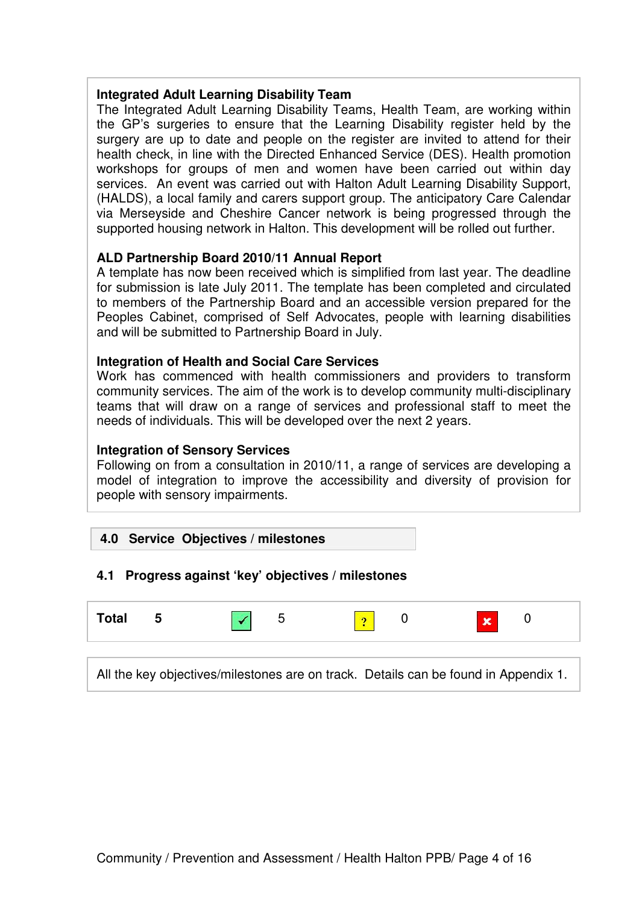**Integrated Adult Learning Disability Team**
The Integrated Adult Learning Disability Teams, Health Team, are working within the GP's surgeries to ensure that the Learning Disability register held by the surgery are up to date and people on the register are invited to attend for their health check, in line with the Directed Enhanced Service (DES). Health promotion workshops for groups of men and women have been carried out within day services. An event was carried out with Halton Adult Learning Disability Support, (HALDS), a local family and carers support group. The anticipatory Care Calendar via Merseyside and Cheshire Cancer network is being progressed through the supported housing network in Halton. This development will be rolled out further.

**ALD Partnership Board 2010/11 Annual Report**
A template has now been received which is simplified from last year. The deadline for submission is late July 2011. The template has been completed and circulated to members of the Partnership Board and an accessible version prepared for the Peoples Cabinet, comprised of Self Advocates, people with learning disabilities and will be submitted to Partnership Board in July.

**Integration of Health and Social Care Services**
Work has commenced with health commissioners and providers to transform community services. The aim of the work is to develop community multi-disciplinary teams that will draw on a range of services and professional staff to meet the needs of individuals. This will be developed over the next 2 years.

**Integration of Sensory Services**
Following on from a consultation in 2010/11, a range of services are developing a model of integration to improve the accessibility and diversity of provision for people with sensory impairments.

## 4.0 Service Objectives / milestones

### 4.1 Progress against 'key' objectives / milestones

| **Total** | **5** | ✓ | 5 | ? | 0 | ✗ | 0 |
|---|---|---|---|---|---|---|---|

All the key objectives/milestones are on track. Details can be found in Appendix 1.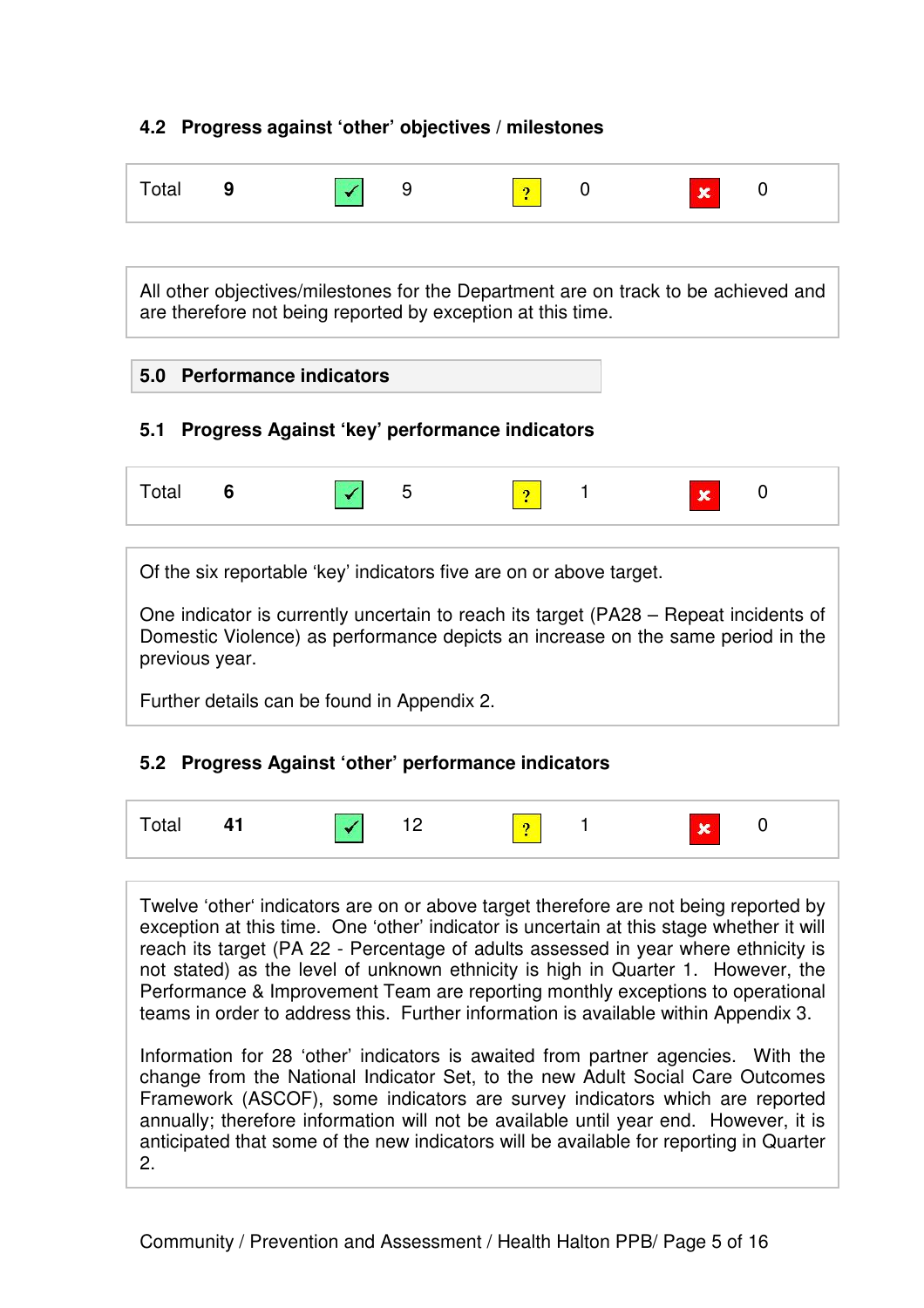### 4.2 Progress against 'other' objectives / milestones

| Total | 9 | ✓ | 9 | ? | 0 | ✗ | 0 |
|---|---|---|---|---|---|---|---|

All other objectives/milestones for the Department are on track to be achieved and are therefore not being reported by exception at this time.

## 5.0 Performance indicators

### 5.1 Progress Against 'key' performance indicators

| Total | 6 | ✓ | 5 | ? | 1 | ✗ | 0 |
|---|---|---|---|---|---|---|---|

Of the six reportable 'key' indicators five are on or above target.

One indicator is currently uncertain to reach its target (PA28 – Repeat incidents of Domestic Violence) as performance depicts an increase on the same period in the previous year.

Further details can be found in Appendix 2.

### 5.2 Progress Against 'other' performance indicators

| Total | 41 | ✓ | 12 | ? | 1 | ✗ | 0 |
|---|---|---|---|---|---|---|---|

Twelve 'other' indicators are on or above target therefore are not being reported by exception at this time. One 'other' indicator is uncertain at this stage whether it will reach its target (PA 22 - Percentage of adults assessed in year where ethnicity is not stated) as the level of unknown ethnicity is high in Quarter 1. However, the Performance & Improvement Team are reporting monthly exceptions to operational teams in order to address this. Further information is available within Appendix 3.

Information for 28 'other' indicators is awaited from partner agencies. With the change from the National Indicator Set, to the new Adult Social Care Outcomes Framework (ASCOF), some indicators are survey indicators which are reported annually; therefore information will not be available until year end. However, it is anticipated that some of the new indicators will be available for reporting in Quarter 2.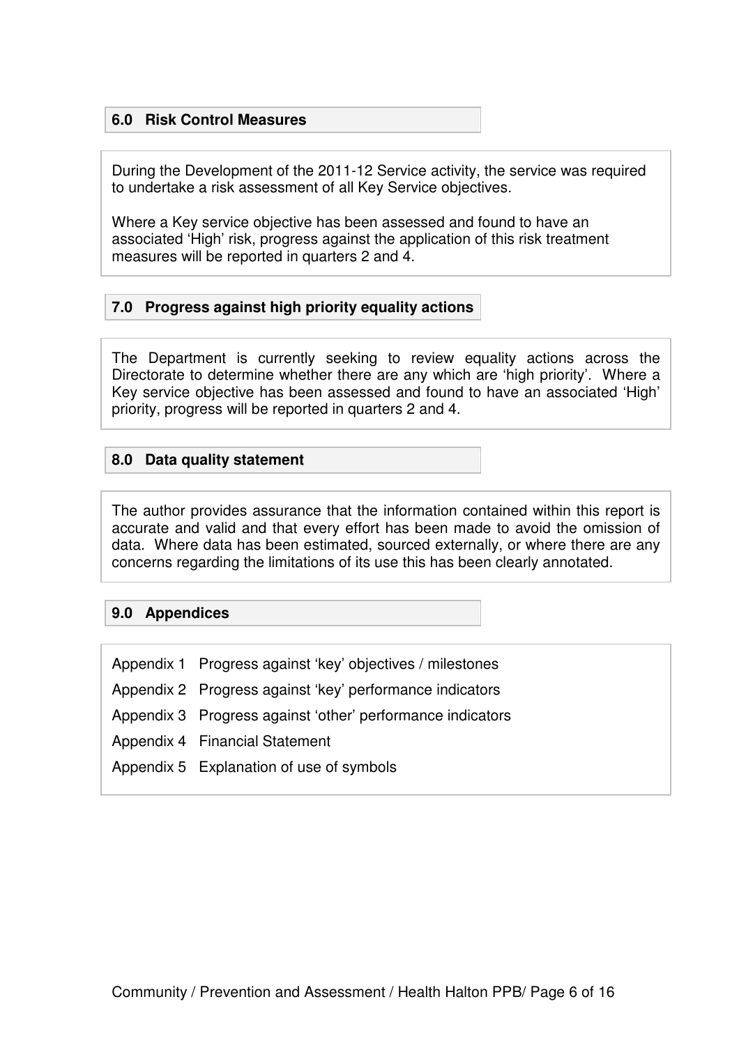## 6.0 Risk Control Measures

During the Development of the 2011-12 Service activity, the service was required to undertake a risk assessment of all Key Service objectives.

Where a Key service objective has been assessed and found to have an associated 'High' risk, progress against the application of this risk treatment measures will be reported in quarters 2 and 4.

## 7.0 Progress against high priority equality actions

The Department is currently seeking to review equality actions across the Directorate to determine whether there are any which are 'high priority'. Where a Key service objective has been assessed and found to have an associated 'High' priority, progress will be reported in quarters 2 and 4.

## 8.0 Data quality statement

The author provides assurance that the information contained within this report is accurate and valid and that every effort has been made to avoid the omission of data. Where data has been estimated, sourced externally, or where there are any concerns regarding the limitations of its use this has been clearly annotated.

## 9.0 Appendices

Appendix 1 Progress against 'key' objectives / milestones

Appendix 2 Progress against 'key' performance indicators

Appendix 3 Progress against 'other' performance indicators

Appendix 4 Financial Statement

Appendix 5 Explanation of use of symbols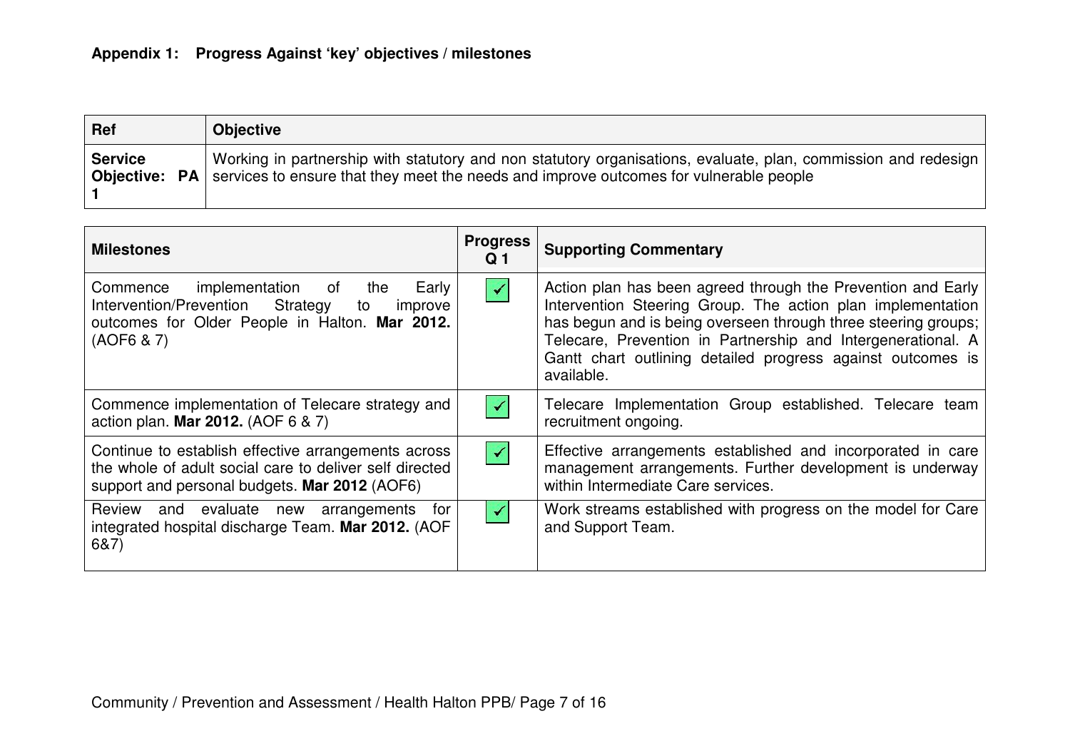**Appendix 1: Progress Against 'key' objectives / milestones**

| Ref | Objective |
|---|---|
| **Service Objective: PA 1** | Working in partnership with statutory and non statutory organisations, evaluate, plan, commission and redesign services to ensure that they meet the needs and improve outcomes for vulnerable people |

| Milestones | Progress Q 1 | Supporting Commentary |
|---|---|---|
| Commence implementation of the Early Intervention/Prevention Strategy to improve outcomes for Older People in Halton. **Mar 2012.** (AOF6 & 7) | ✓ | Action plan has been agreed through the Prevention and Early Intervention Steering Group. The action plan implementation has begun and is being overseen through three steering groups; Telecare, Prevention in Partnership and Intergenerational. A Gantt chart outlining detailed progress against outcomes is available. |
| Commence implementation of Telecare strategy and action plan. **Mar 2012.** (AOF 6 & 7) | ✓ | Telecare Implementation Group established. Telecare team recruitment ongoing. |
| Continue to establish effective arrangements across the whole of adult social care to deliver self directed support and personal budgets. **Mar 2012** (AOF6) | ✓ | Effective arrangements established and incorporated in care management arrangements. Further development is underway within Intermediate Care services. |
| Review and evaluate new arrangements for integrated hospital discharge Team. **Mar 2012.** (AOF 6&7) | ✓ | Work streams established with progress on the model for Care and Support Team. |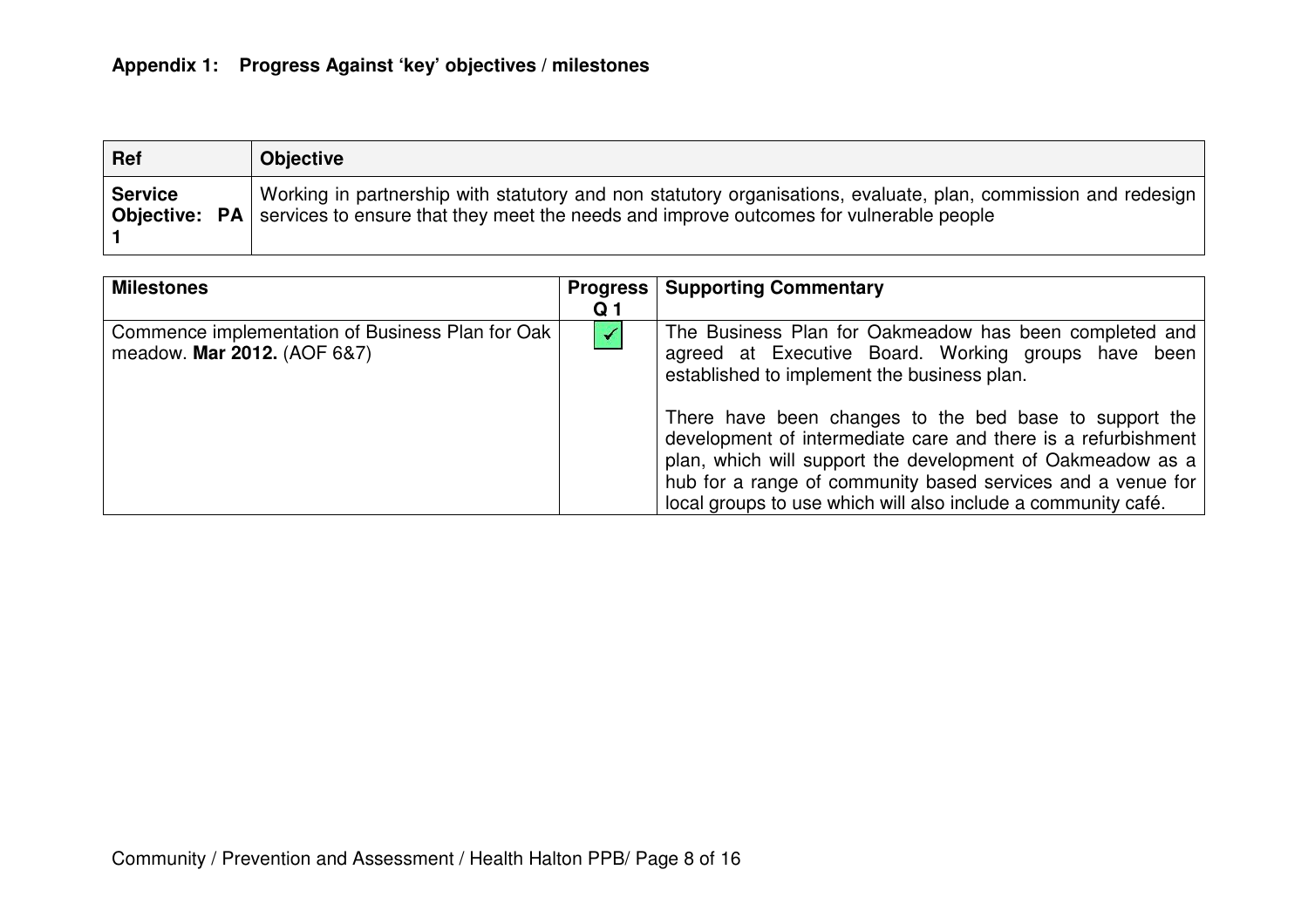**Appendix 1: Progress Against 'key' objectives / milestones**

| Ref | Objective |
|---|---|
| **Service Objective: PA 1** | Working in partnership with statutory and non statutory organisations, evaluate, plan, commission and redesign services to ensure that they meet the needs and improve outcomes for vulnerable people |

| Milestones | Progress Q 1 | Supporting Commentary |
|---|---|---|
| Commence implementation of Business Plan for Oak meadow. **Mar 2012.** (AOF 6&7) | ✓ | The Business Plan for Oakmeadow has been completed and agreed at Executive Board. Working groups have been established to implement the business plan.<br><br>There have been changes to the bed base to support the development of intermediate care and there is a refurbishment plan, which will support the development of Oakmeadow as a hub for a range of community based services and a venue for local groups to use which will also include a community café. |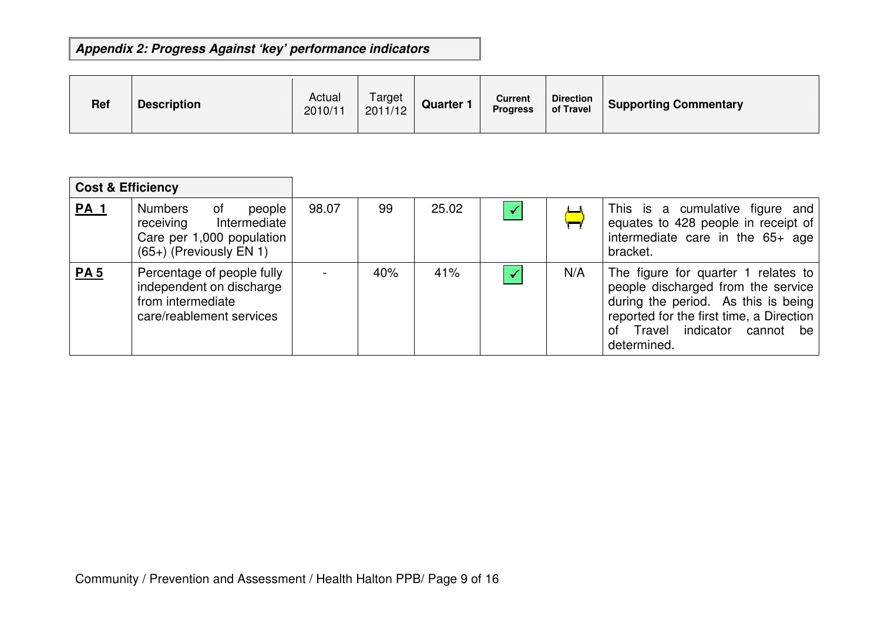**_Appendix 2: Progress Against 'key' performance indicators_**

| Ref | Description | Actual 2010/11 | Target 2011/12 | Quarter 1 | Current Progress | Direction of Travel | Supporting Commentary |
|---|---|---|---|---|---|---|---|
| **Cost & Efficiency** | | | | | | | |
| **PA 1** | Numbers of people receiving Intermediate Care per 1,000 population (65+) (Previously EN 1) | 98.07 | 99 | 25.02 | ✓ | ⇔ | This is a cumulative figure and equates to 428 people in receipt of intermediate care in the 65+ age bracket. |
| **PA 5** | Percentage of people fully independent on discharge from intermediate care/reablement services | - | 40% | 41% | ✓ | N/A | The figure for quarter 1 relates to people discharged from the service during the period. As this is being reported for the first time, a Direction of Travel indicator cannot be determined. |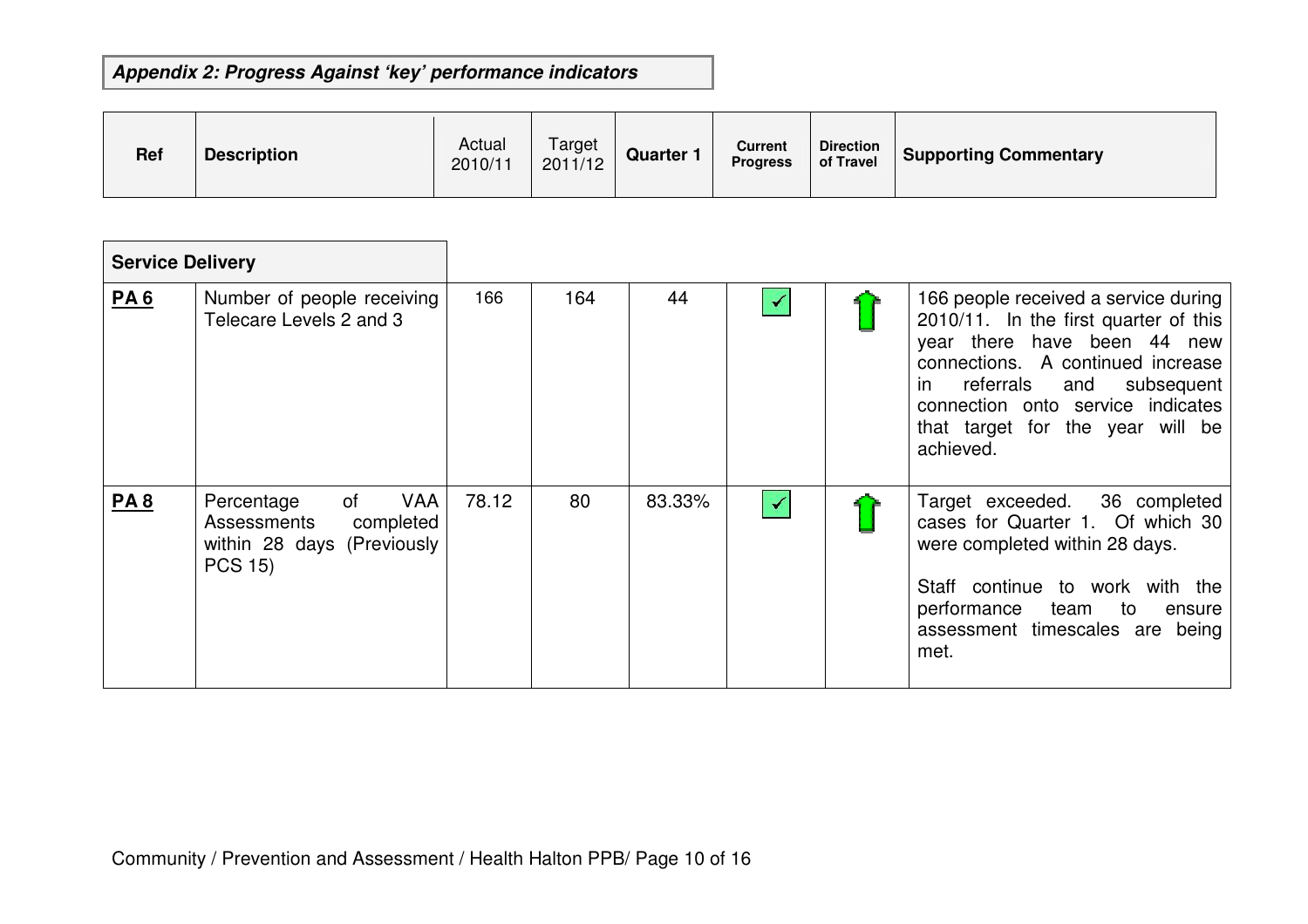***Appendix 2: Progress Against 'key' performance indicators***

| Ref | Description | Actual 2010/11 | Target 2011/12 | Quarter 1 | Current Progress | Direction of Travel | Supporting Commentary |
|---|---|---|---|---|---|---|---|
| **Service Delivery** | | | | | | | |
| **PA 6** | Number of people receiving Telecare Levels 2 and 3 | 166 | 164 | 44 | ✓ | ↑ | 166 people received a service during 2010/11. In the first quarter of this year there have been 44 new connections. A continued increase in referrals and subsequent connection onto service indicates that target for the year will be achieved. |
| **PA 8** | Percentage of VAA Assessments completed within 28 days (Previously PCS 15) | 78.12 | 80 | 83.33% | ✓ | ↑ | Target exceeded. 36 completed cases for Quarter 1. Of which 30 were completed within 28 days.<br><br>Staff continue to work with the performance team to ensure assessment timescales are being met. |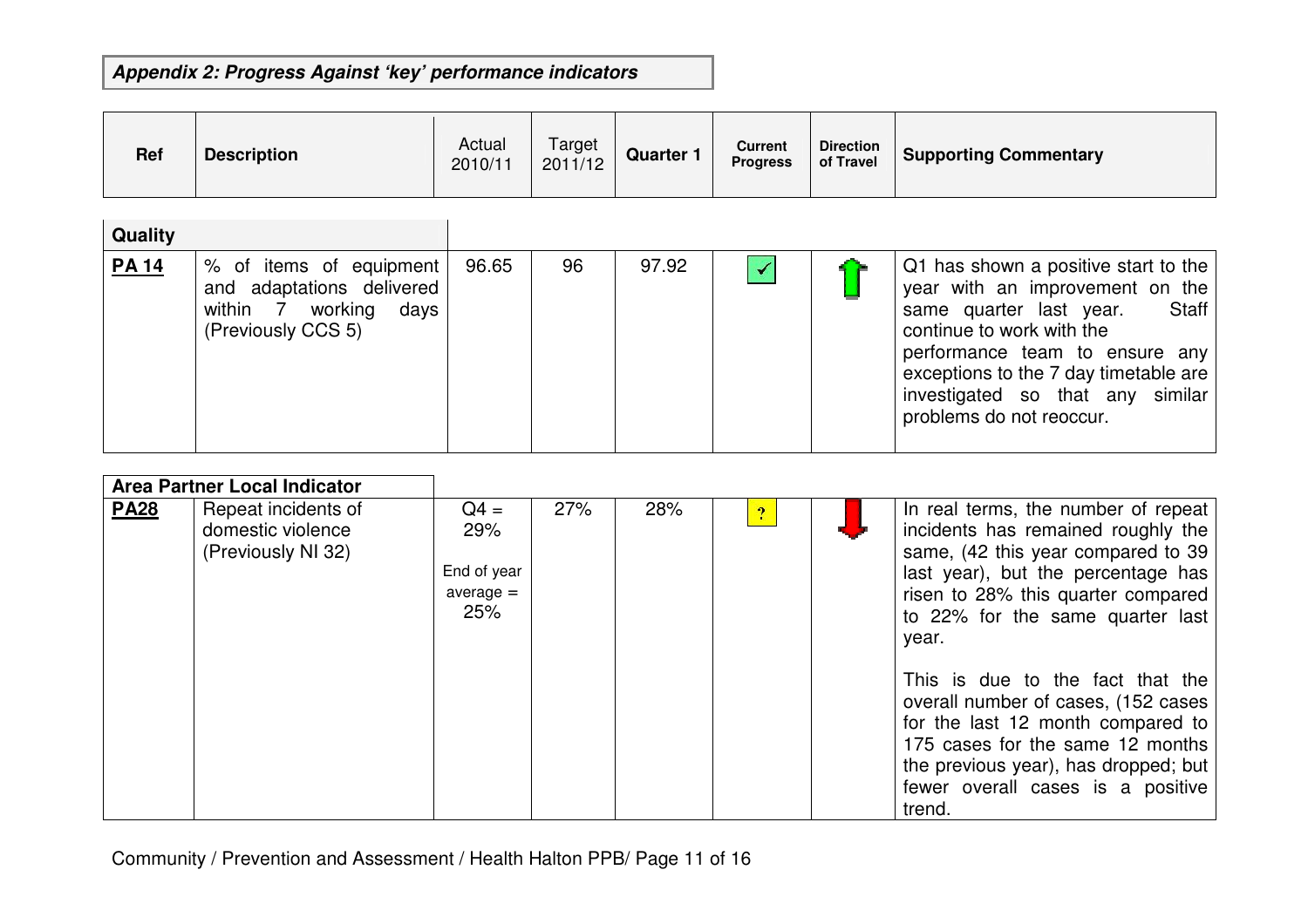***Appendix 2: Progress Against 'key' performance indicators***

| Ref | Description | Actual 2010/11 | Target 2011/12 | Quarter 1 | Current Progress | Direction of Travel | Supporting Commentary |
|---|---|---|---|---|---|---|---|
| **Quality** | | | | | | | |
| **PA 14** | % of items of equipment and adaptations delivered within 7 working days (Previously CCS 5) | 96.65 | 96 | 97.92 | ✓ | ↑ | Q1 has shown a positive start to the year with an improvement on the same quarter last year. Staff continue to work with the performance team to ensure any exceptions to the 7 day timetable are investigated so that any similar problems do not reoccur. |
| **Area Partner Local Indicator** | | | | | | | |
| **PA28** | Repeat incidents of domestic violence (Previously NI 32) | Q4 = 29%<br><br>End of year average = 25% | 27% | 28% | ? | ↓ | In real terms, the number of repeat incidents has remained roughly the same, (42 this year compared to 39 last year), but the percentage has risen to 28% this quarter compared to 22% for the same quarter last year.<br><br>This is due to the fact that the overall number of cases, (152 cases for the last 12 month compared to 175 cases for the same 12 months the previous year), has dropped; but fewer overall cases is a positive trend. |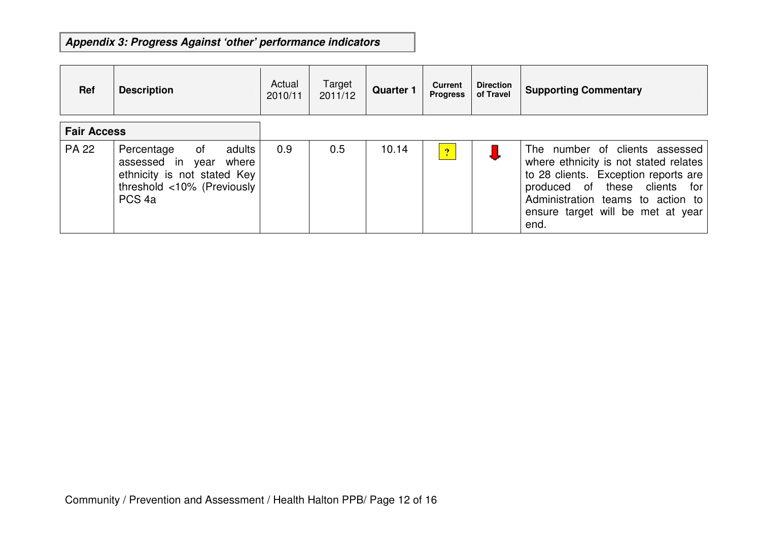**_Appendix 3: Progress Against 'other' performance indicators_**

| Ref | Description | Actual 2010/11 | Target 2011/12 | Quarter 1 | Current Progress | Direction of Travel | Supporting Commentary |
|---|---|---|---|---|---|---|---|
| **Fair Access** | | | | | | | |
| PA 22 | Percentage of adults assessed in year where ethnicity is not stated Key threshold <10% (Previously PCS 4a | 0.9 | 0.5 | 10.14 | ? | ⬇ | The number of clients assessed where ethnicity is not stated relates to 28 clients. Exception reports are produced of these clients for Administration teams to action to ensure target will be met at year end. |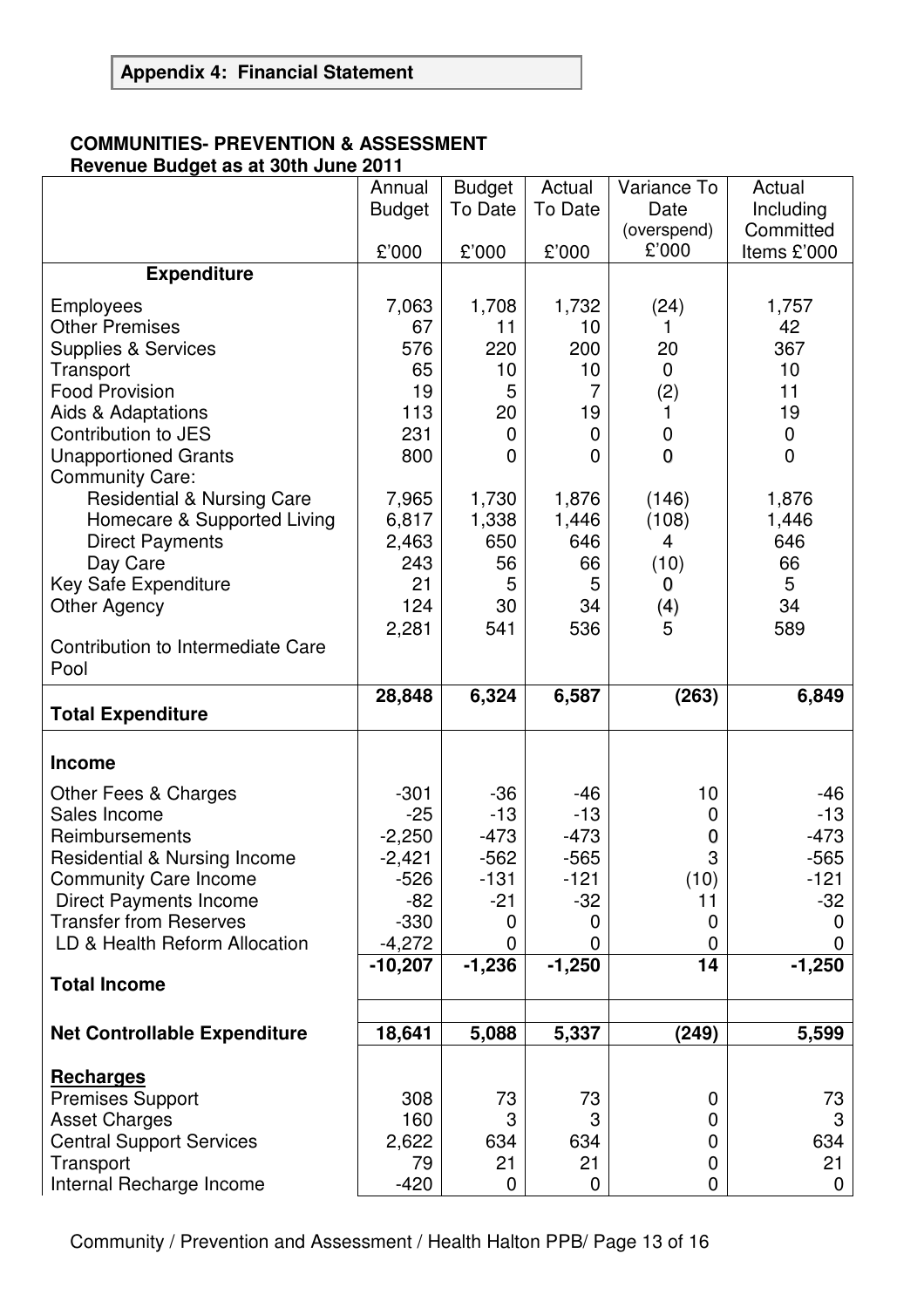**Appendix 4: Financial Statement**

**COMMUNITIES- PREVENTION & ASSESSMENT**
**Revenue Budget as at 30th June 2011**

| | Annual Budget £'000 | Budget To Date £'000 | Actual To Date £'000 | Variance To Date (overspend) £'000 | Actual Including Committed Items £'000 |
|---|---|---|---|---|---|
| **Expenditure** | | | | | |
| Employees | 7,063 | 1,708 | 1,732 | (24) | 1,757 |
| Other Premises | 67 | 11 | 10 | 1 | 42 |
| Supplies & Services | 576 | 220 | 200 | 20 | 367 |
| Transport | 65 | 10 | 10 | 0 | 10 |
| Food Provision | 19 | 5 | 7 | (2) | 11 |
| Aids & Adaptations | 113 | 20 | 19 | 1 | 19 |
| Contribution to JES | 231 | 0 | 0 | 0 | 0 |
| Unapportioned Grants | 800 | 0 | 0 | 0 | 0 |
| Community Care: | | | | | |
| Residential & Nursing Care | 7,965 | 1,730 | 1,876 | (146) | 1,876 |
| Homecare & Supported Living | 6,817 | 1,338 | 1,446 | (108) | 1,446 |
| Direct Payments | 2,463 | 650 | 646 | 4 | 646 |
| Day Care | 243 | 56 | 66 | (10) | 66 |
| Key Safe Expenditure | 21 | 5 | 5 | 0 | 5 |
| Other Agency | 124 | 30 | 34 | (4) | 34 |
| Contribution to Intermediate Care Pool | 2,281 | 541 | 536 | 5 | 589 |
| **Total Expenditure** | **28,848** | **6,324** | **6,587** | **(263)** | **6,849** |
| | | | | | |
| **Income** | | | | | |
| Other Fees & Charges | -301 | -36 | -46 | 10 | -46 |
| Sales Income | -25 | -13 | -13 | 0 | -13 |
| Reimbursements | -2,250 | -473 | -473 | 0 | -473 |
| Residential & Nursing Income | -2,421 | -562 | -565 | 3 | -565 |
| Community Care Income | -526 | -131 | -121 | (10) | -121 |
| Direct Payments Income | -82 | -21 | -32 | 11 | -32 |
| Transfer from Reserves | -330 | 0 | 0 | 0 | 0 |
| LD & Health Reform Allocation | -4,272 | 0 | 0 | 0 | 0 |
| **Total Income** | **-10,207** | **-1,236** | **-1,250** | **14** | **-1,250** |
| | | | | | |
| **Net Controllable Expenditure** | **18,641** | **5,088** | **5,337** | **(249)** | **5,599** |
| | | | | | |
| **Recharges** | | | | | |
| Premises Support | 308 | 73 | 73 | 0 | 73 |
| Asset Charges | 160 | 3 | 3 | 0 | 3 |
| Central Support Services | 2,622 | 634 | 634 | 0 | 634 |
| Transport | 79 | 21 | 21 | 0 | 21 |
| Internal Recharge Income | -420 | 0 | 0 | 0 | 0 |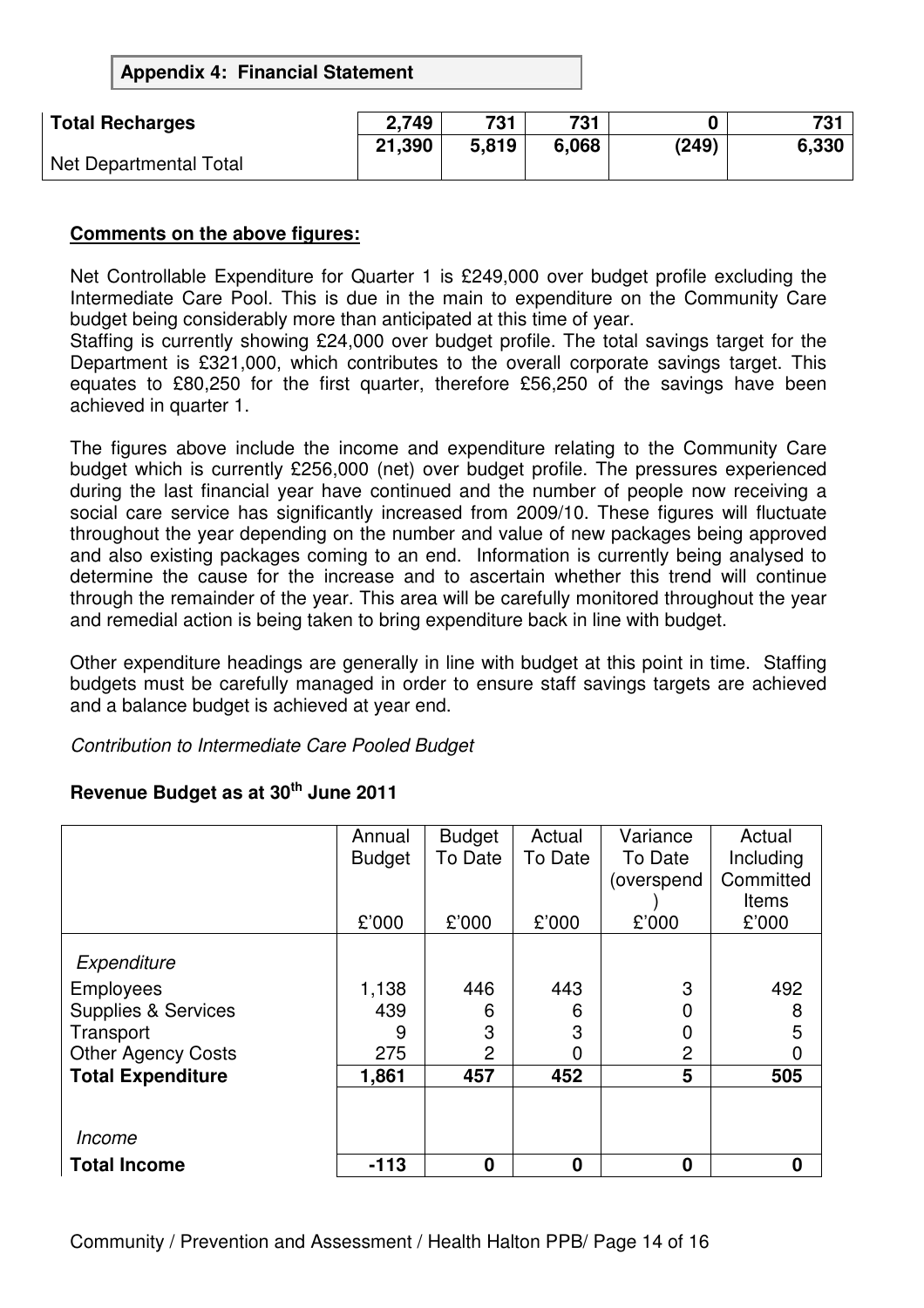**Appendix 4: Financial Statement**

| | | | | | |
|---|---|---|---|---|---|
| **Total Recharges** | **2,749** | **731** | **731** | **0** | **731** |
| Net Departmental Total | **21,390** | **5,819** | **6,068** | **(249)** | **6,330** |

**Comments on the above figures:**

Net Controllable Expenditure for Quarter 1 is £249,000 over budget profile excluding the Intermediate Care Pool. This is due in the main to expenditure on the Community Care budget being considerably more than anticipated at this time of year.
Staffing is currently showing £24,000 over budget profile. The total savings target for the Department is £321,000, which contributes to the overall corporate savings target. This equates to £80,250 for the first quarter, therefore £56,250 of the savings have been achieved in quarter 1.

The figures above include the income and expenditure relating to the Community Care budget which is currently £256,000 (net) over budget profile. The pressures experienced during the last financial year have continued and the number of people now receiving a social care service has significantly increased from 2009/10. These figures will fluctuate throughout the year depending on the number and value of new packages being approved and also existing packages coming to an end. Information is currently being analysed to determine the cause for the increase and to ascertain whether this trend will continue through the remainder of the year. This area will be carefully monitored throughout the year and remedial action is being taken to bring expenditure back in line with budget.

Other expenditure headings are generally in line with budget at this point in time. Staffing budgets must be carefully managed in order to ensure staff savings targets are achieved and a balance budget is achieved at year end.

*Contribution to Intermediate Care Pooled Budget*

**Revenue Budget as at 30th June 2011**

| | Annual Budget £'000 | Budget To Date £'000 | Actual To Date £'000 | Variance To Date (overspend) £'000 | Actual Including Committed Items £'000 |
|---|---|---|---|---|---|
| *Expenditure* | | | | | |
| Employees | 1,138 | 446 | 443 | 3 | 492 |
| Supplies & Services | 439 | 6 | 6 | 0 | 8 |
| Transport | 9 | 3 | 3 | 0 | 5 |
| Other Agency Costs | 275 | 2 | 0 | 2 | 0 |
| **Total Expenditure** | **1,861** | **457** | **452** | **5** | **505** |
| *Income* | | | | | |
| **Total Income** | **-113** | **0** | **0** | **0** | **0** |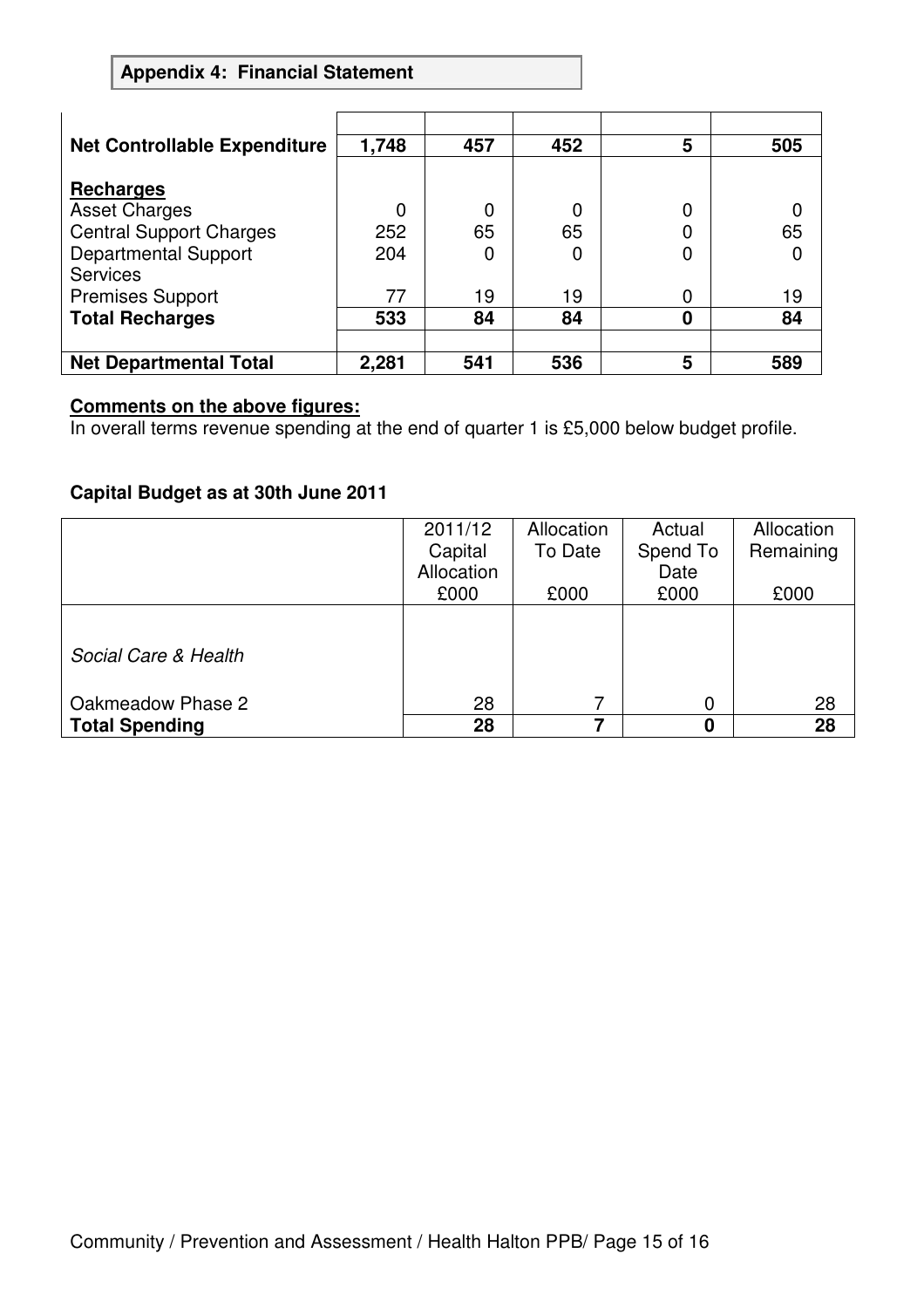**Appendix 4: Financial Statement**

| | | | | | |
|---|---|---|---|---|---|
| **Net Controllable Expenditure** | **1,748** | **457** | **452** | **5** | **505** |
| **Recharges** | | | | | |
| Asset Charges | 0 | 0 | 0 | 0 | 0 |
| Central Support Charges | 252 | 65 | 65 | 0 | 65 |
| Departmental Support Services | 204 | 0 | 0 | 0 | 0 |
| Premises Support | 77 | 19 | 19 | 0 | 19 |
| **Total Recharges** | **533** | **84** | **84** | **0** | **84** |
| | | | | | |
| **Net Departmental Total** | **2,281** | **541** | **536** | **5** | **589** |

**Comments on the above figures:**

In overall terms revenue spending at the end of quarter 1 is £5,000 below budget profile.

**Capital Budget as at 30th June 2011**

| | 2011/12 Capital Allocation £000 | Allocation To Date £000 | Actual Spend To Date £000 | Allocation Remaining £000 |
|---|---|---|---|---|
| *Social Care & Health* | | | | |
| Oakmeadow Phase 2 | 28 | 7 | 0 | 28 |
| **Total Spending** | **28** | **7** | **0** | **28** |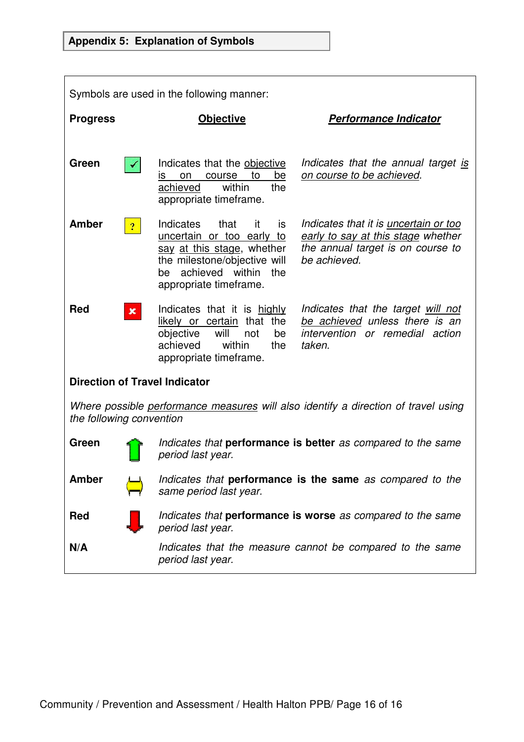## Appendix 5: Explanation of Symbols

Symbols are used in the following manner:

| **Progress** | | **Objective** | ***Performance Indicator*** |
|---|---|---|---|
| **Green** | ✓ | Indicates that the objective is on course to be achieved within the appropriate timeframe. | *Indicates that the annual target is on course to be achieved.* |
| **Amber** | ? | Indicates that it is uncertain or too early to say at this stage, whether the milestone/objective will be achieved within the appropriate timeframe. | *Indicates that it is uncertain or too early to say at this stage whether the annual target is on course to be achieved.* |
| **Red** | ✗ | Indicates that it is highly likely or certain that the objective will not be achieved within the appropriate timeframe. | *Indicates that the target will not be achieved unless there is an intervention or remedial action taken.* |

**Direction of Travel Indicator**

*Where possible performance measures will also identify a direction of travel using the following convention*

| | | |
|---|---|---|
| **Green** | ↑ | *Indicates that* **performance is better** *as compared to the same period last year.* |
| **Amber** | ↔ | *Indicates that* **performance is the same** *as compared to the same period last year.* |
| **Red** | ↓ | *Indicates that* **performance is worse** *as compared to the same period last year.* |
| **N/A** | | *Indicates that the measure cannot be compared to the same period last year.* |